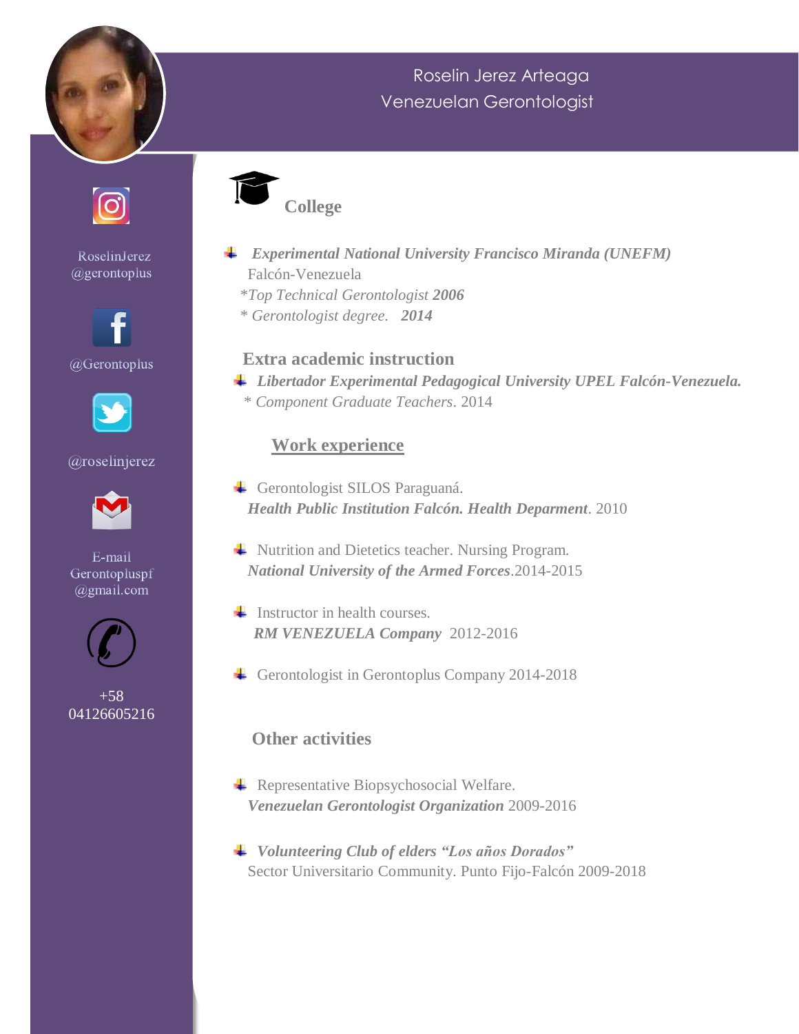# Roselin Jerez Arteaga
## Venezuelan Gerontologist

RoselinJerez
@gerontoplus

@Gerontoplus

@roselinjerez

E-mail
Gerontopluspf
@gmail.com

+58
04126605216

## College

- ***Experimental National University Francisco Miranda (UNEFM)***
  Falcón-Venezuela
  **Top Technical Gerontologist* ***2006***
  ** Gerontologist degree.* ***2014***

### Extra academic instruction

- ***Libertador Experimental Pedagogical University UPEL Falcón-Venezuela.***
  ** Component Graduate Teachers*. 2014

### Work experience

- Gerontologist SILOS Paraguaná.
  ***Health Public Institution Falcón. Health Deparment***. 2010

- Nutrition and Dietetics teacher. Nursing Program.
  ***National University of the Armed Forces***.2014-2015

- Instructor in health courses.
  ***RM VENEZUELA Company*** 2012-2016

- Gerontologist in Gerontoplus Company 2014-2018

### Other activities

- Representative Biopsychosocial Welfare.
  ***Venezuelan Gerontologist Organization*** 2009-2016

- ***Volunteering Club of elders "Los años Dorados"***
  Sector Universitario Community. Punto Fijo-Falcón 2009-2018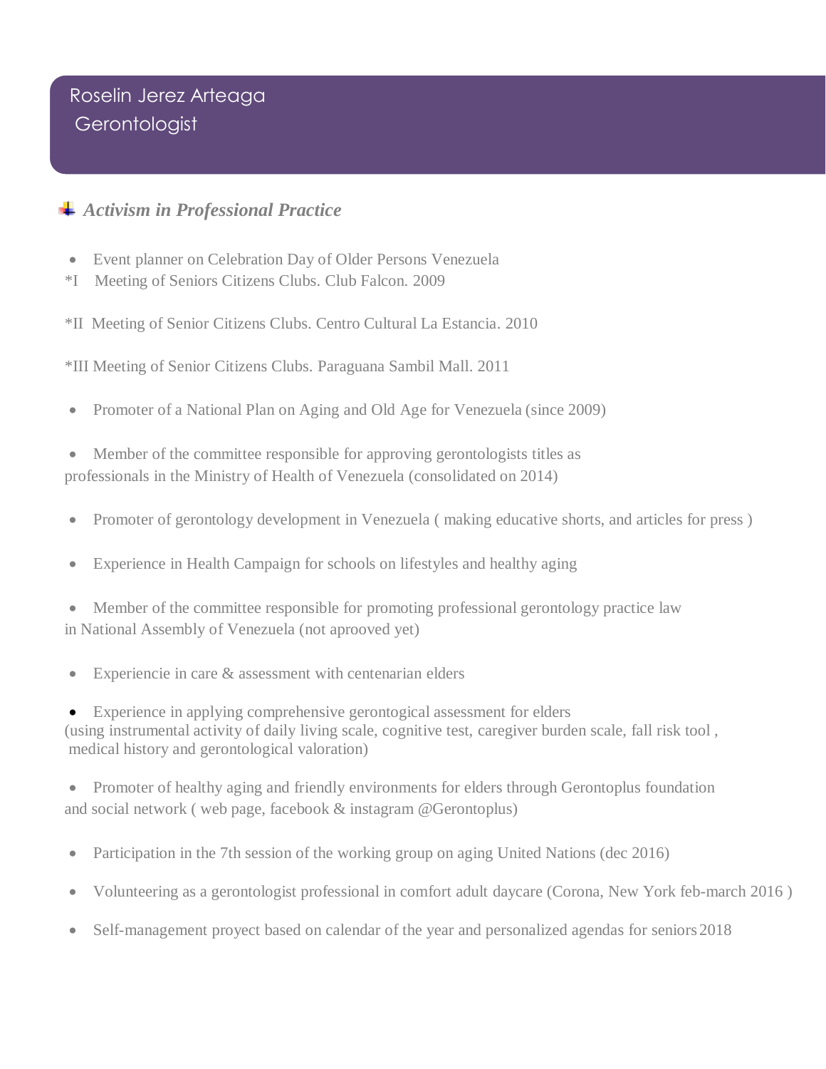Roselin Jerez Arteaga
Gerontologist

## *Activism in Professional Practice*

- Event planner on Celebration Day of Older Persons Venezuela

*I Meeting of Seniors Citizens Clubs. Club Falcon. 2009

*II Meeting of Senior Citizens Clubs. Centro Cultural La Estancia. 2010

*III Meeting of Senior Citizens Clubs. Paraguana Sambil Mall. 2011

- Promoter of a National Plan on Aging and Old Age for Venezuela (since 2009)

- Member of the committee responsible for approving gerontologists titles as professionals in the Ministry of Health of Venezuela (consolidated on 2014)

- Promoter of gerontology development in Venezuela ( making educative shorts, and articles for press )

- Experience in Health Campaign for schools on lifestyles and healthy aging

- Member of the committee responsible for promoting professional gerontology practice law in National Assembly of Venezuela (not aprooved yet)

- Experiencie in care & assessment with centenarian elders

- Experience in applying comprehensive gerontogical assessment for elders (using instrumental activity of daily living scale, cognitive test, caregiver burden scale, fall risk tool , medical history and gerontological valoration)

- Promoter of healthy aging and friendly environments for elders through Gerontoplus foundation and social network ( web page, facebook & instagram @Gerontoplus)

- Participation in the 7th session of the working group on aging United Nations (dec 2016)

- Volunteering as a gerontologist professional in comfort adult daycare (Corona, New York feb-march 2016 )

- Self-management proyect based on calendar of the year and personalized agendas for seniors 2018